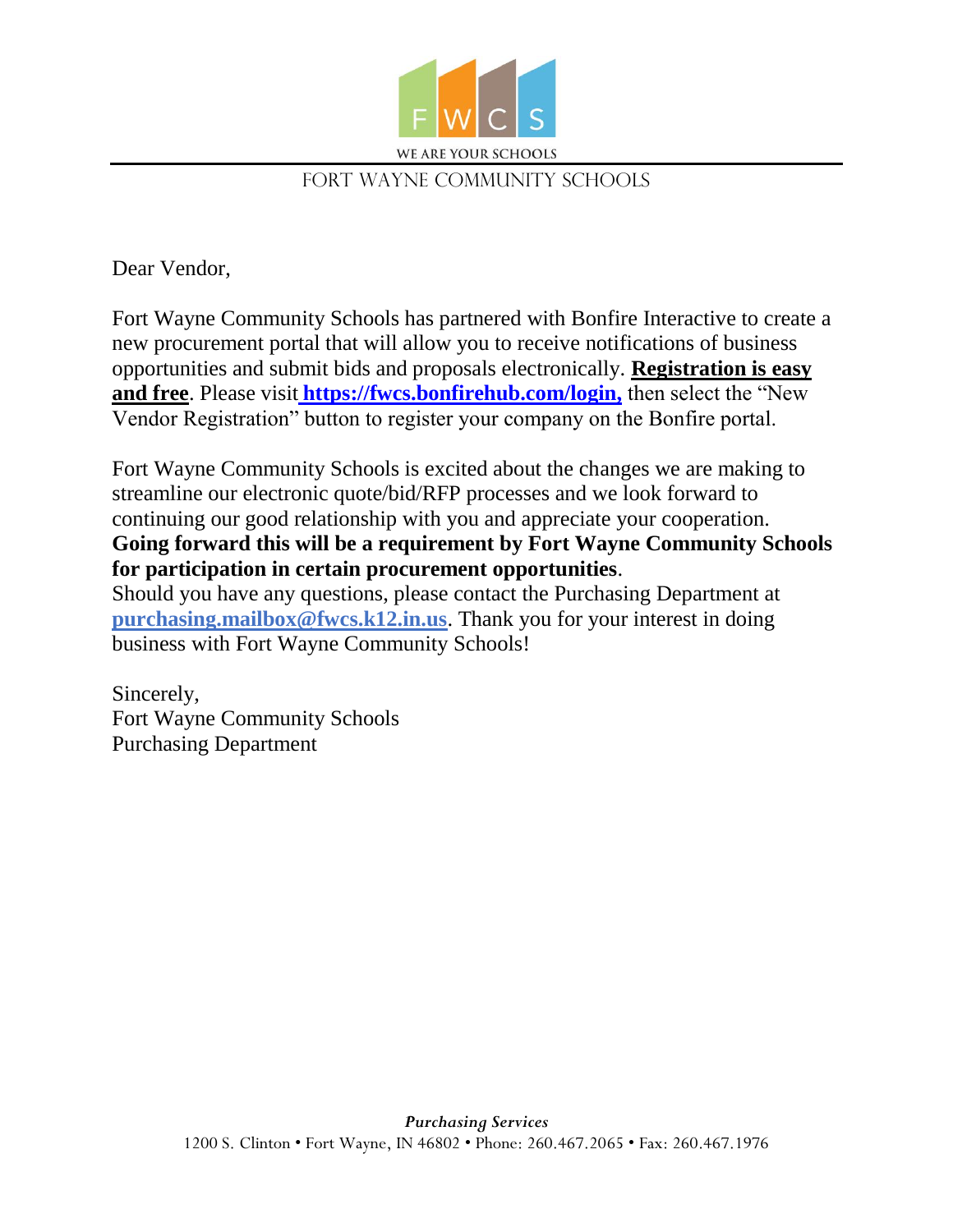FWCS

WE ARE YOUR SCHOOLS

FORT WAYNE COMMUNITY SCHOOLS

Dear Vendor,

Fort Wayne Community Schools has partnered with Bonfire Interactive to create a new procurement portal that will allow you to receive notifications of business opportunities and submit bids and proposals electronically. **Registration is easy and free**. Please visit **https://fwcs.bonfirehub.com/login,** then select the "New Vendor Registration" button to register your company on the Bonfire portal.

Fort Wayne Community Schools is excited about the changes we are making to streamline our electronic quote/bid/RFP processes and we look forward to continuing our good relationship with you and appreciate your cooperation. **Going forward this will be a requirement by Fort Wayne Community Schools for participation in certain procurement opportunities**.
Should you have any questions, please contact the Purchasing Department at **purchasing.mailbox@fwcs.k12.in.us**. Thank you for your interest in doing business with Fort Wayne Community Schools!

Sincerely,
Fort Wayne Community Schools
Purchasing Department

*Purchasing Services*
1200 S. Clinton • Fort Wayne, IN 46802 • Phone: 260.467.2065 • Fax: 260.467.1976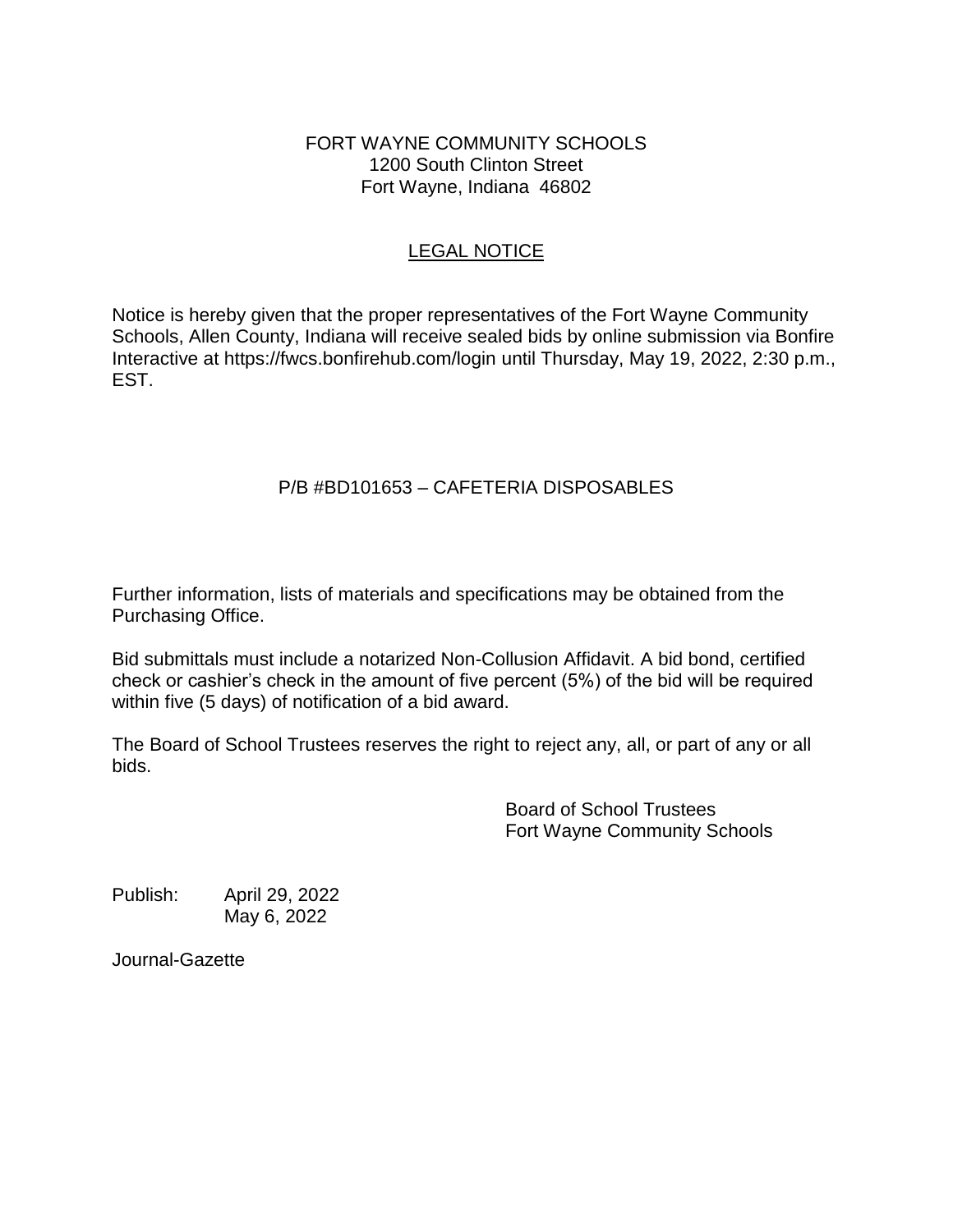FORT WAYNE COMMUNITY SCHOOLS
1200 South Clinton Street
Fort Wayne, Indiana 46802

## LEGAL NOTICE

Notice is hereby given that the proper representatives of the Fort Wayne Community Schools, Allen County, Indiana will receive sealed bids by online submission via Bonfire Interactive at https://fwcs.bonfirehub.com/login until Thursday, May 19, 2022, 2:30 p.m., EST.

### P/B #BD101653 – CAFETERIA DISPOSABLES

Further information, lists of materials and specifications may be obtained from the Purchasing Office.

Bid submittals must include a notarized Non-Collusion Affidavit. A bid bond, certified check or cashier's check in the amount of five percent (5%) of the bid will be required within five (5 days) of notification of a bid award.

The Board of School Trustees reserves the right to reject any, all, or part of any or all bids.

Board of School Trustees
Fort Wayne Community Schools

Publish: April 29, 2022
May 6, 2022

Journal-Gazette